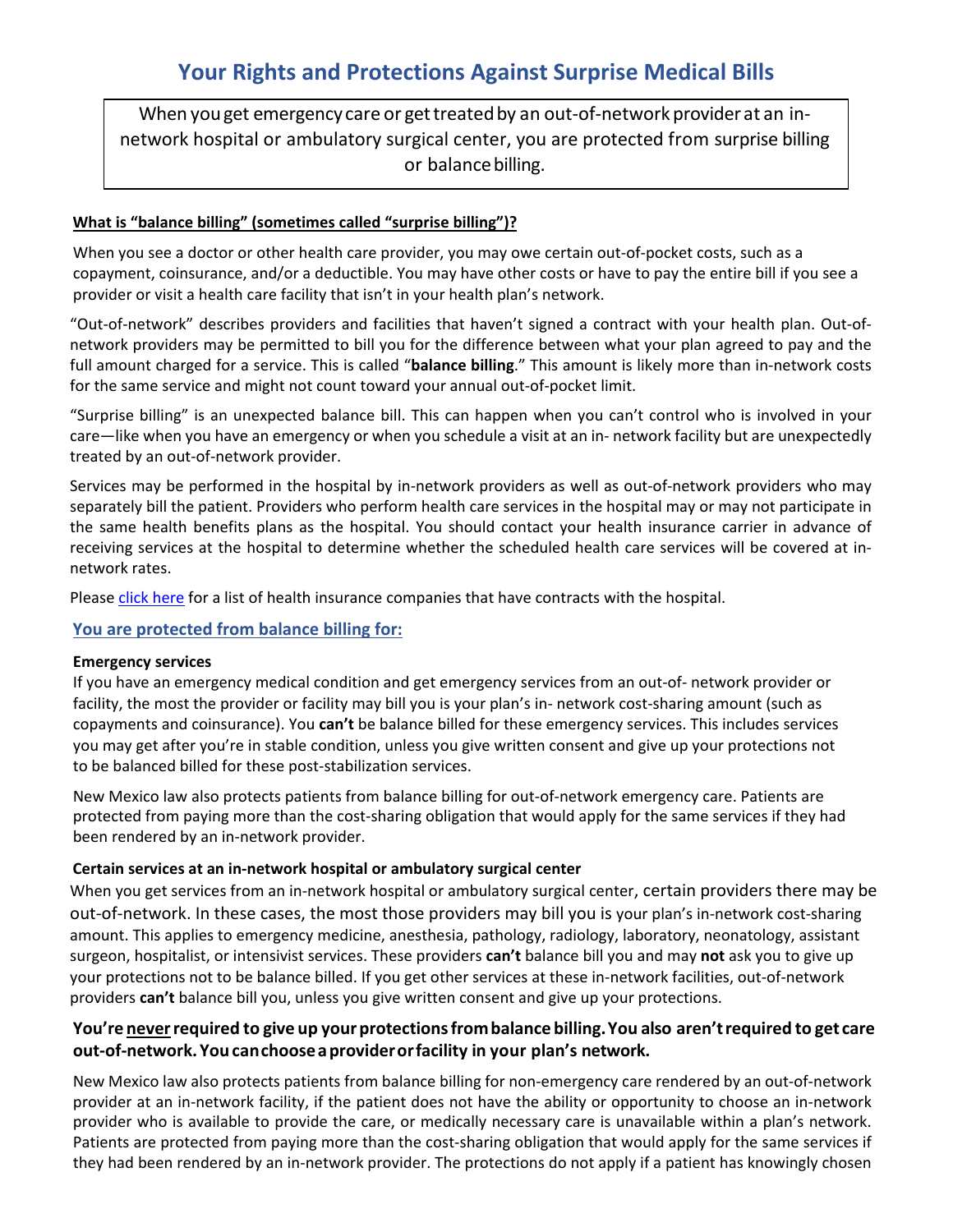# Your Rights and Protections Against Surprise Medical Bills

When you get emergency care or get treated by an out-of-network provider at an in-network hospital or ambulatory surgical center, you are protected from surprise billing or balance billing.

**What is "balance billing" (sometimes called "surprise billing")?**

When you see a doctor or other health care provider, you may owe certain out-of-pocket costs, such as a copayment, coinsurance, and/or a deductible. You may have other costs or have to pay the entire bill if you see a provider or visit a health care facility that isn't in your health plan's network.

"Out-of-network" describes providers and facilities that haven't signed a contract with your health plan. Out-of-network providers may be permitted to bill you for the difference between what your plan agreed to pay and the full amount charged for a service. This is called "**balance billing**." This amount is likely more than in-network costs for the same service and might not count toward your annual out-of-pocket limit.

"Surprise billing" is an unexpected balance bill. This can happen when you can't control who is involved in your care—like when you have an emergency or when you schedule a visit at an in- network facility but are unexpectedly treated by an out-of-network provider.

Services may be performed in the hospital by in-network providers as well as out-of-network providers who may separately bill the patient. Providers who perform health care services in the hospital may or may not participate in the same health benefits plans as the hospital. You should contact your health insurance carrier in advance of receiving services at the hospital to determine whether the scheduled health care services will be covered at in-network rates.

Please click here for a list of health insurance companies that have contracts with the hospital.

## You are protected from balance billing for:

**Emergency services**

If you have an emergency medical condition and get emergency services from an out-of- network provider or facility, the most the provider or facility may bill you is your plan's in- network cost-sharing amount (such as copayments and coinsurance). You **can't** be balance billed for these emergency services. This includes services you may get after you're in stable condition, unless you give written consent and give up your protections not to be balanced billed for these post-stabilization services.

New Mexico law also protects patients from balance billing for out-of-network emergency care. Patients are protected from paying more than the cost-sharing obligation that would apply for the same services if they had been rendered by an in-network provider.

**Certain services at an in-network hospital or ambulatory surgical center**

When you get services from an in-network hospital or ambulatory surgical center, certain providers there may be out-of-network. In these cases, the most those providers may bill you is your plan's in-network cost-sharing amount. This applies to emergency medicine, anesthesia, pathology, radiology, laboratory, neonatology, assistant surgeon, hospitalist, or intensivist services. These providers **can't** balance bill you and may **not** ask you to give up your protections not to be balance billed. If you get other services at these in-network facilities, out-of-network providers **can't** balance bill you, unless you give written consent and give up your protections.

**You're never required to give up your protections from balance billing. You also aren't required to get care out-of-network. You can choose a provider or facility in your plan's network.**

New Mexico law also protects patients from balance billing for non-emergency care rendered by an out-of-network provider at an in-network facility, if the patient does not have the ability or opportunity to choose an in-network provider who is available to provide the care, or medically necessary care is unavailable within a plan's network. Patients are protected from paying more than the cost-sharing obligation that would apply for the same services if they had been rendered by an in-network provider. The protections do not apply if a patient has knowingly chosen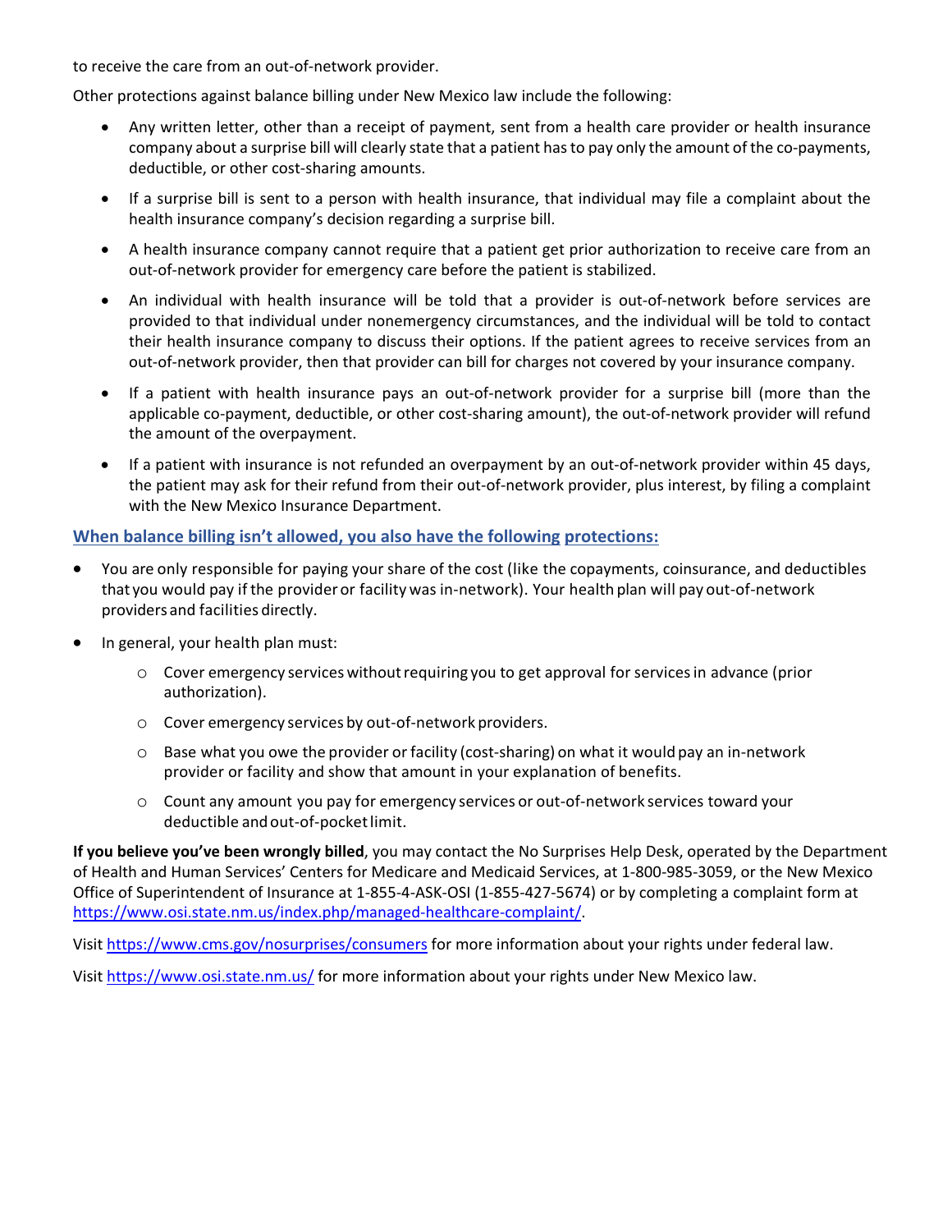to receive the care from an out-of-network provider.

Other protections against balance billing under New Mexico law include the following:

- Any written letter, other than a receipt of payment, sent from a health care provider or health insurance company about a surprise bill will clearly state that a patient has to pay only the amount of the co-payments, deductible, or other cost-sharing amounts.
- If a surprise bill is sent to a person with health insurance, that individual may file a complaint about the health insurance company's decision regarding a surprise bill.
- A health insurance company cannot require that a patient get prior authorization to receive care from an out-of-network provider for emergency care before the patient is stabilized.
- An individual with health insurance will be told that a provider is out-of-network before services are provided to that individual under nonemergency circumstances, and the individual will be told to contact their health insurance company to discuss their options. If the patient agrees to receive services from an out-of-network provider, then that provider can bill for charges not covered by your insurance company.
- If a patient with health insurance pays an out-of-network provider for a surprise bill (more than the applicable co-payment, deductible, or other cost-sharing amount), the out-of-network provider will refund the amount of the overpayment.
- If a patient with insurance is not refunded an overpayment by an out-of-network provider within 45 days, the patient may ask for their refund from their out-of-network provider, plus interest, by filing a complaint with the New Mexico Insurance Department.

## When balance billing isn't allowed, you also have the following protections:

- You are only responsible for paying your share of the cost (like the copayments, coinsurance, and deductibles that you would pay if the provider or facility was in-network). Your health plan will pay out-of-network providers and facilities directly.
- In general, your health plan must:
  - Cover emergency services without requiring you to get approval for services in advance (prior authorization).
  - Cover emergency services by out-of-network providers.
  - Base what you owe the provider or facility (cost-sharing) on what it would pay an in-network provider or facility and show that amount in your explanation of benefits.
  - Count any amount you pay for emergency services or out-of-network services toward your deductible and out-of-pocket limit.

**If you believe you've been wrongly billed**, you may contact the No Surprises Help Desk, operated by the Department of Health and Human Services' Centers for Medicare and Medicaid Services, at 1-800-985-3059, or the New Mexico Office of Superintendent of Insurance at 1-855-4-ASK-OSI (1-855-427-5674) or by completing a complaint form at https://www.osi.state.nm.us/index.php/managed-healthcare-complaint/.

Visit https://www.cms.gov/nosurprises/consumers for more information about your rights under federal law.

Visit https://www.osi.state.nm.us/ for more information about your rights under New Mexico law.